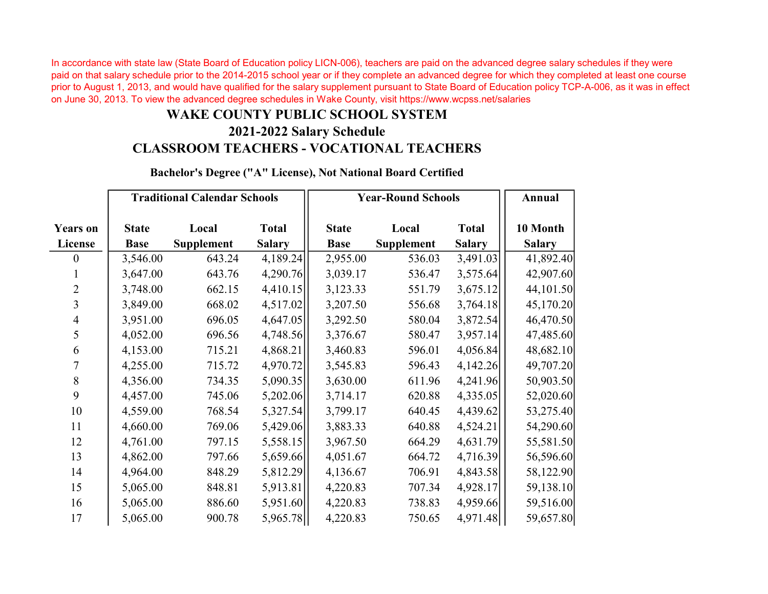In accordance with state law (State Board of Education policy LICN-006), teachers are paid on the advanced degree salary schedules if they were paid on that salary schedule prior to the 2014-2015 school year or if they complete an advanced degree for which they completed at least one course prior to August 1, 2013, and would have qualified for the salary supplement pursuant to State Board of Education policy TCP-A-006, as it was in effect on June 30, 2013. To view the advanced degree schedules in Wake County, visit https://www.wcpss.net/salaries

# WAKE COUNTY PUBLIC SCHOOL SYSTEM

## 2021-2022 Salary Schedule

## CLASSROOM TEACHERS - VOCATIONAL TEACHERS

### Bachelor's Degree ("A" License), Not National Board Certified

| | Traditional Calendar Schools | | | Year-Round Schools | | | Annual |
|---|---|---|---|---|---|---|---|
| Years on License | State Base | Local Supplement | Total Salary | State Base | Local Supplement | Total Salary | 10 Month Salary |
| 0 | 3,546.00 | 643.24 | 4,189.24 | 2,955.00 | 536.03 | 3,491.03 | 41,892.40 |
| 1 | 3,647.00 | 643.76 | 4,290.76 | 3,039.17 | 536.47 | 3,575.64 | 42,907.60 |
| 2 | 3,748.00 | 662.15 | 4,410.15 | 3,123.33 | 551.79 | 3,675.12 | 44,101.50 |
| 3 | 3,849.00 | 668.02 | 4,517.02 | 3,207.50 | 556.68 | 3,764.18 | 45,170.20 |
| 4 | 3,951.00 | 696.05 | 4,647.05 | 3,292.50 | 580.04 | 3,872.54 | 46,470.50 |
| 5 | 4,052.00 | 696.56 | 4,748.56 | 3,376.67 | 580.47 | 3,957.14 | 47,485.60 |
| 6 | 4,153.00 | 715.21 | 4,868.21 | 3,460.83 | 596.01 | 4,056.84 | 48,682.10 |
| 7 | 4,255.00 | 715.72 | 4,970.72 | 3,545.83 | 596.43 | 4,142.26 | 49,707.20 |
| 8 | 4,356.00 | 734.35 | 5,090.35 | 3,630.00 | 611.96 | 4,241.96 | 50,903.50 |
| 9 | 4,457.00 | 745.06 | 5,202.06 | 3,714.17 | 620.88 | 4,335.05 | 52,020.60 |
| 10 | 4,559.00 | 768.54 | 5,327.54 | 3,799.17 | 640.45 | 4,439.62 | 53,275.40 |
| 11 | 4,660.00 | 769.06 | 5,429.06 | 3,883.33 | 640.88 | 4,524.21 | 54,290.60 |
| 12 | 4,761.00 | 797.15 | 5,558.15 | 3,967.50 | 664.29 | 4,631.79 | 55,581.50 |
| 13 | 4,862.00 | 797.66 | 5,659.66 | 4,051.67 | 664.72 | 4,716.39 | 56,596.60 |
| 14 | 4,964.00 | 848.29 | 5,812.29 | 4,136.67 | 706.91 | 4,843.58 | 58,122.90 |
| 15 | 5,065.00 | 848.81 | 5,913.81 | 4,220.83 | 707.34 | 4,928.17 | 59,138.10 |
| 16 | 5,065.00 | 886.60 | 5,951.60 | 4,220.83 | 738.83 | 4,959.66 | 59,516.00 |
| 17 | 5,065.00 | 900.78 | 5,965.78 | 4,220.83 | 750.65 | 4,971.48 | 59,657.80 |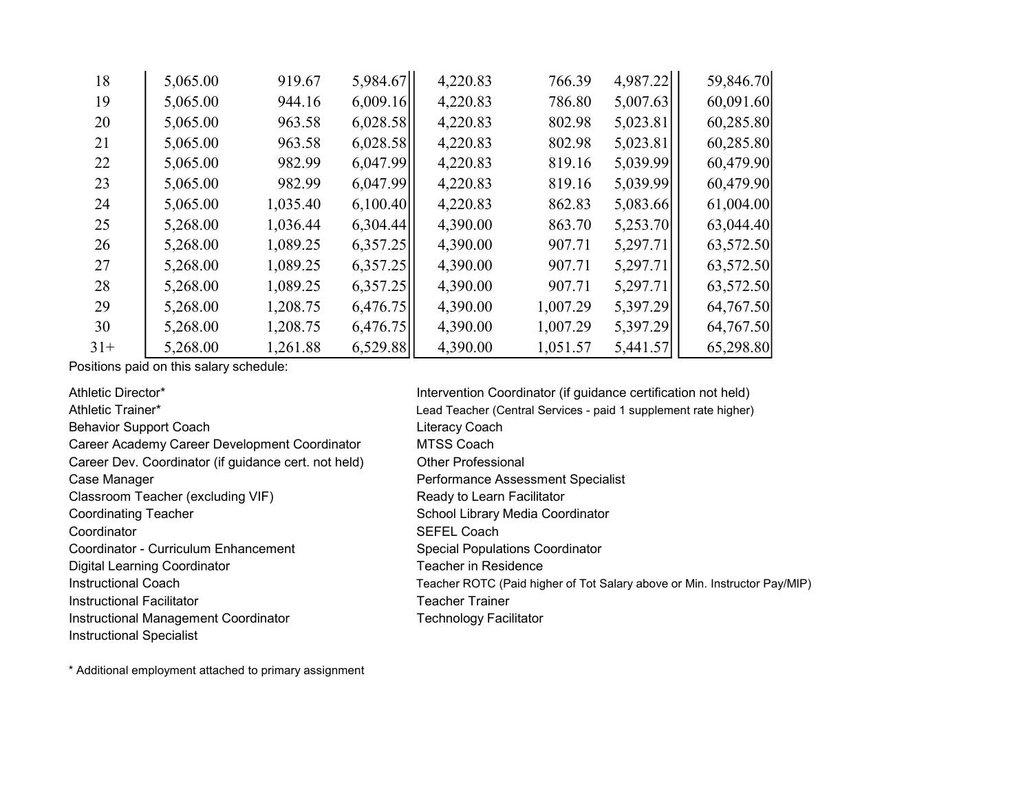| | | | | | | | |
|---|---|---|---|---|---|---|---|
| 18 | 5,065.00 | 919.67 | 5,984.67 | 4,220.83 | 766.39 | 4,987.22 | 59,846.70 |
| 19 | 5,065.00 | 944.16 | 6,009.16 | 4,220.83 | 786.80 | 5,007.63 | 60,091.60 |
| 20 | 5,065.00 | 963.58 | 6,028.58 | 4,220.83 | 802.98 | 5,023.81 | 60,285.80 |
| 21 | 5,065.00 | 963.58 | 6,028.58 | 4,220.83 | 802.98 | 5,023.81 | 60,285.80 |
| 22 | 5,065.00 | 982.99 | 6,047.99 | 4,220.83 | 819.16 | 5,039.99 | 60,479.90 |
| 23 | 5,065.00 | 982.99 | 6,047.99 | 4,220.83 | 819.16 | 5,039.99 | 60,479.90 |
| 24 | 5,065.00 | 1,035.40 | 6,100.40 | 4,220.83 | 862.83 | 5,083.66 | 61,004.00 |
| 25 | 5,268.00 | 1,036.44 | 6,304.44 | 4,390.00 | 863.70 | 5,253.70 | 63,044.40 |
| 26 | 5,268.00 | 1,089.25 | 6,357.25 | 4,390.00 | 907.71 | 5,297.71 | 63,572.50 |
| 27 | 5,268.00 | 1,089.25 | 6,357.25 | 4,390.00 | 907.71 | 5,297.71 | 63,572.50 |
| 28 | 5,268.00 | 1,089.25 | 6,357.25 | 4,390.00 | 907.71 | 5,297.71 | 63,572.50 |
| 29 | 5,268.00 | 1,208.75 | 6,476.75 | 4,390.00 | 1,007.29 | 5,397.29 | 64,767.50 |
| 30 | 5,268.00 | 1,208.75 | 6,476.75 | 4,390.00 | 1,007.29 | 5,397.29 | 64,767.50 |
| 31+ | 5,268.00 | 1,261.88 | 6,529.88 | 4,390.00 | 1,051.57 | 5,441.57 | 65,298.80 |

Positions paid on this salary schedule:

- Athletic Director*
- Athletic Trainer*
- Behavior Support Coach
- Career Academy Career Development Coordinator
- Career Dev. Coordinator (if guidance cert. not held)
- Case Manager
- Classroom Teacher (excluding VIF)
- Coordinating Teacher
- Coordinator
- Coordinator - Curriculum Enhancement
- Digital Learning Coordinator
- Instructional Coach
- Instructional Facilitator
- Instructional Management Coordinator
- Instructional Specialist
- Intervention Coordinator (if guidance certification not held)
- Lead Teacher (Central Services - paid 1 supplement rate higher)
- Literacy Coach
- MTSS Coach
- Other Professional
- Performance Assessment Specialist
- Ready to Learn Facilitator
- School Library Media Coordinator
- SEFEL Coach
- Special Populations Coordinator
- Teacher in Residence
- Teacher ROTC (Paid higher of Tot Salary above or Min. Instructor Pay/MIP)
- Teacher Trainer
- Technology Facilitator

\* Additional employment attached to primary assignment